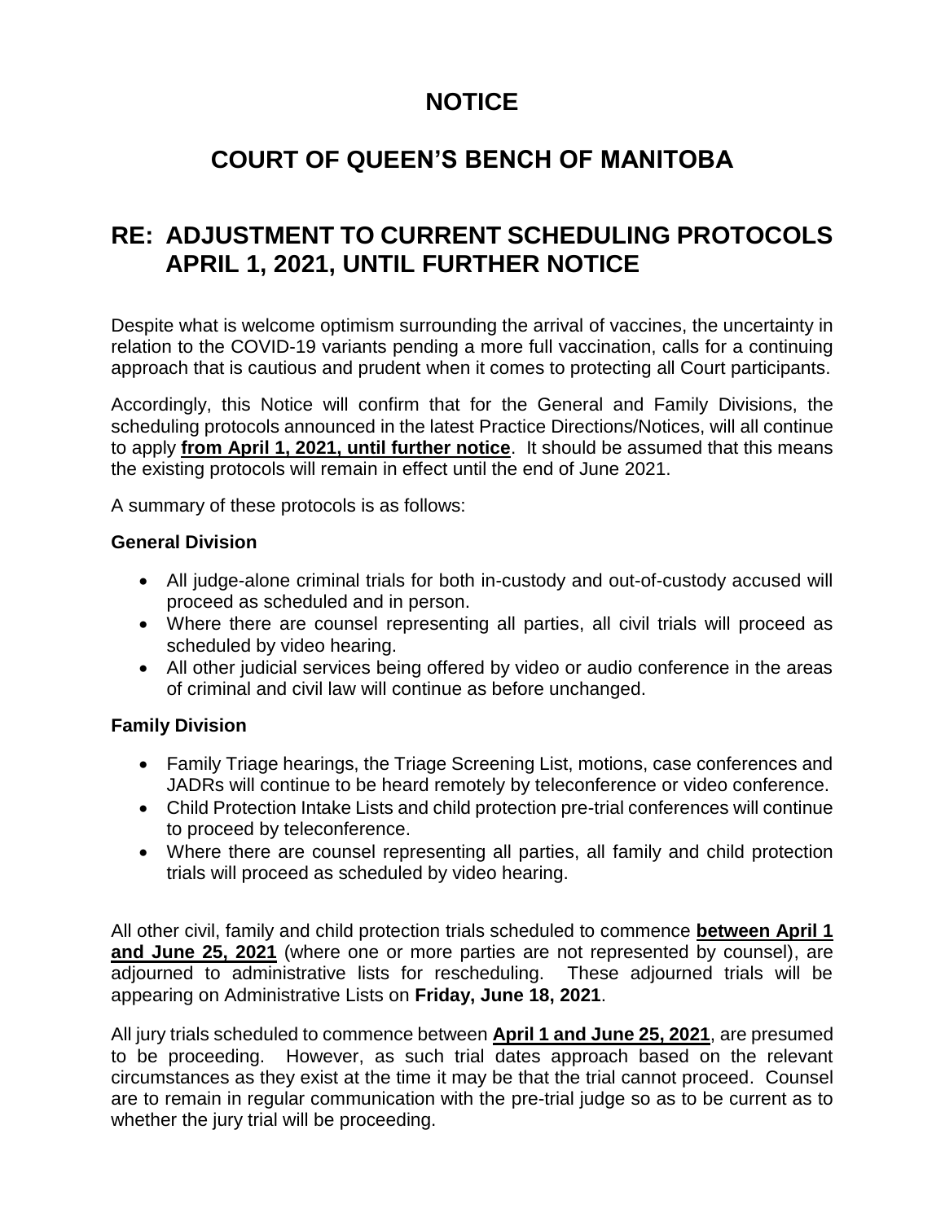# NOTICE

# COURT OF QUEEN'S BENCH OF MANITOBA

## RE: ADJUSTMENT TO CURRENT SCHEDULING PROTOCOLS APRIL 1, 2021, UNTIL FURTHER NOTICE

Despite what is welcome optimism surrounding the arrival of vaccines, the uncertainty in relation to the COVID-19 variants pending a more full vaccination, calls for a continuing approach that is cautious and prudent when it comes to protecting all Court participants.

Accordingly, this Notice will confirm that for the General and Family Divisions, the scheduling protocols announced in the latest Practice Directions/Notices, will all continue to apply **from April 1, 2021, until further notice**. It should be assumed that this means the existing protocols will remain in effect until the end of June 2021.

A summary of these protocols is as follows:

**General Division**

- All judge-alone criminal trials for both in-custody and out-of-custody accused will proceed as scheduled and in person.
- Where there are counsel representing all parties, all civil trials will proceed as scheduled by video hearing.
- All other judicial services being offered by video or audio conference in the areas of criminal and civil law will continue as before unchanged.

**Family Division**

- Family Triage hearings, the Triage Screening List, motions, case conferences and JADRs will continue to be heard remotely by teleconference or video conference.
- Child Protection Intake Lists and child protection pre-trial conferences will continue to proceed by teleconference.
- Where there are counsel representing all parties, all family and child protection trials will proceed as scheduled by video hearing.

All other civil, family and child protection trials scheduled to commence **between April 1 and June 25, 2021** (where one or more parties are not represented by counsel), are adjourned to administrative lists for rescheduling. These adjourned trials will be appearing on Administrative Lists on **Friday, June 18, 2021**.

All jury trials scheduled to commence between **April 1 and June 25, 2021**, are presumed to be proceeding. However, as such trial dates approach based on the relevant circumstances as they exist at the time it may be that the trial cannot proceed. Counsel are to remain in regular communication with the pre-trial judge so as to be current as to whether the jury trial will be proceeding.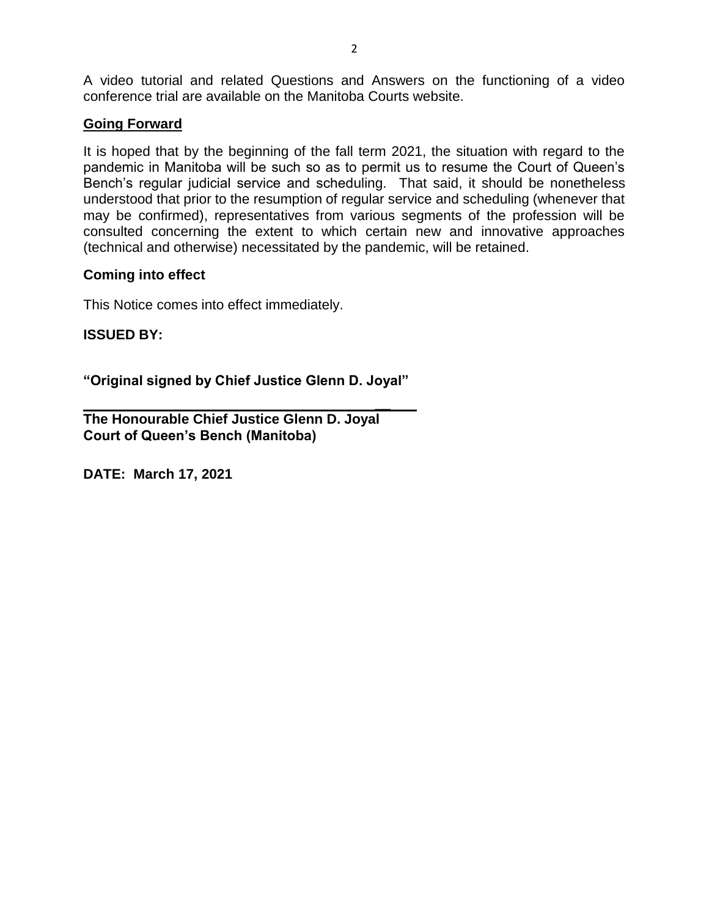A video tutorial and related Questions and Answers on the functioning of a video conference trial are available on the Manitoba Courts website.

## Going Forward

It is hoped that by the beginning of the fall term 2021, the situation with regard to the pandemic in Manitoba will be such so as to permit us to resume the Court of Queen's Bench's regular judicial service and scheduling. That said, it should be nonetheless understood that prior to the resumption of regular service and scheduling (whenever that may be confirmed), representatives from various segments of the profession will be consulted concerning the extent to which certain new and innovative approaches (technical and otherwise) necessitated by the pandemic, will be retained.

## Coming into effect

This Notice comes into effect immediately.

**ISSUED BY:**

**"Original signed by Chief Justice Glenn D. Joyal"**

**The Honourable Chief Justice Glenn D. Joyal**
**Court of Queen's Bench (Manitoba)**

**DATE: March 17, 2021**